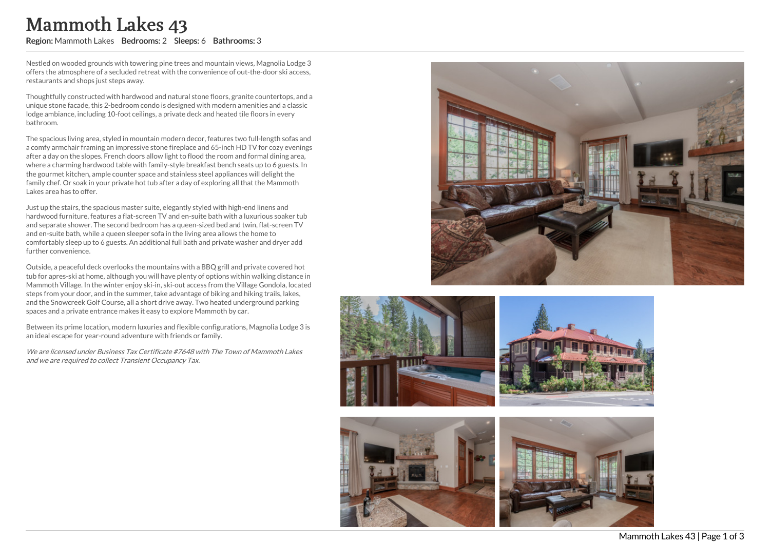# Mammoth Lakes 43

**Region:** Mammoth Lakes **Bedrooms:** 2 **Sleeps:** 6 **Bathrooms:** 3

Nestled on wooded grounds with towering pine trees and mountain views, Magnolia Lodge 3 offers the atmosphere of a secluded retreat with the convenience of out-the-door ski access, restaurants and shops just steps away.

Thoughtfully constructed with hardwood and natural stone floors, granite countertops, and a unique stone facade, this 2-bedroom condo is designed with modern amenities and a classic lodge ambiance, including 10-foot ceilings, a private deck and heated tile floors in every bathroom.

The spacious living area, styled in mountain modern decor, features two full-length sofas and a comfy armchair framing an impressive stone fireplace and 65-inch HD TV for cozy evenings after a day on the slopes. French doors allow light to flood the room and formal dining area, where a charming hardwood table with family-style breakfast bench seats up to 6 guests. In the gourmet kitchen, ample counter space and stainless steel appliances will delight the family chef. Or soak in your private hot tub after a day of exploring all that the Mammoth Lakes area has to offer.

Just up the stairs, the spacious master suite, elegantly styled with high-end linens and hardwood furniture, features a flat-screen TV and en-suite bath with a luxurious soaker tub and separate shower. The second bedroom has a queen-sized bed and twin, flat-screen TV and en-suite bath, while a queen sleeper sofa in the living area allows the home to comfortably sleep up to 6 guests. An additional full bath and private washer and dryer add further convenience.

Outside, a peaceful deck overlooks the mountains with a BBQ grill and private covered hot tub for apres-ski at home, although you will have plenty of options within walking distance in Mammoth Village. In the winter enjoy ski-in, ski-out access from the Village Gondola, located steps from your door, and in the summer, take advantage of biking and hiking trails, lakes, and the Snowcreek Golf Course, all a short drive away. Two heated underground parking spaces and a private entrance makes it easy to explore Mammoth by car.

Between its prime location, modern luxuries and flexible configurations, Magnolia Lodge 3 is an ideal escape for year-round adventure with friends or family.

*We are licensed under Business Tax Certificate #7648 with The Town of Mammoth Lakes and we are required to collect Transient Occupancy Tax.*